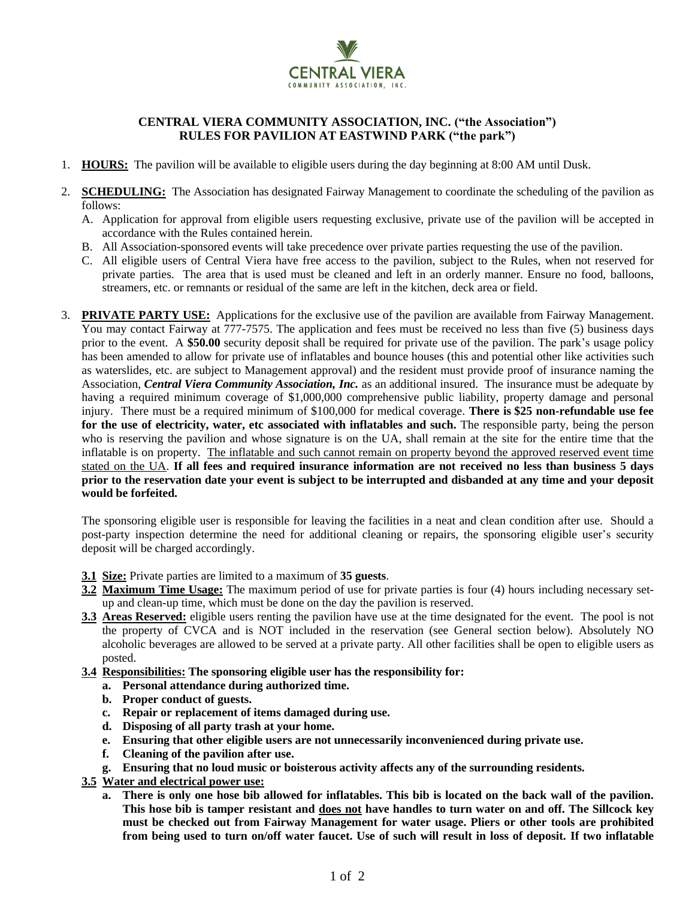**CENTRAL VIERA**
COMMUNITY ASSOCIATION, INC.

## CENTRAL VIERA COMMUNITY ASSOCIATION, INC. ("the Association") RULES FOR PAVILION AT EASTWIND PARK ("the park")

1. **HOURS:** The pavilion will be available to eligible users during the day beginning at 8:00 AM until Dusk.

2. **SCHEDULING:** The Association has designated Fairway Management to coordinate the scheduling of the pavilion as follows:
   A. Application for approval from eligible users requesting exclusive, private use of the pavilion will be accepted in accordance with the Rules contained herein.
   B. All Association-sponsored events will take precedence over private parties requesting the use of the pavilion.
   C. All eligible users of Central Viera have free access to the pavilion, subject to the Rules, when not reserved for private parties. The area that is used must be cleaned and left in an orderly manner. Ensure no food, balloons, streamers, etc. or remnants or residual of the same are left in the kitchen, deck area or field.

3. **PRIVATE PARTY USE:** Applications for the exclusive use of the pavilion are available from Fairway Management. You may contact Fairway at 777-7575. The application and fees must be received no less than five (5) business days prior to the event. A **$50.00** security deposit shall be required for private use of the pavilion. The park's usage policy has been amended to allow for private use of inflatables and bounce houses (this and potential other like activities such as waterslides, etc. are subject to Management approval) and the resident must provide proof of insurance naming the Association, ***Central Viera Community Association, Inc.*** as an additional insured. The insurance must be adequate by having a required minimum coverage of $1,000,000 comprehensive public liability, property damage and personal injury. There must be a required minimum of $100,000 for medical coverage. **There is $25 non-refundable use fee for the use of electricity, water, etc associated with inflatables and such.** The responsible party, being the person who is reserving the pavilion and whose signature is on the UA, shall remain at the site for the entire time that the inflatable is on property. <u>The inflatable and such cannot remain on property beyond the approved reserved event time stated on the UA</u>. **If all fees and required insurance information are not received no less than business 5 days prior to the reservation date your event is subject to be interrupted and disbanded at any time and your deposit would be forfeited.**

   The sponsoring eligible user is responsible for leaving the facilities in a neat and clean condition after use. Should a post-party inspection determine the need for additional cleaning or repairs, the sponsoring eligible user's security deposit will be charged accordingly.

   **3.1 Size:** Private parties are limited to a maximum of **35 guests**.

   **3.2 Maximum Time Usage:** The maximum period of use for private parties is four (4) hours including necessary set-up and clean-up time, which must be done on the day the pavilion is reserved.

   **3.3 Areas Reserved:** eligible users renting the pavilion have use at the time designated for the event. The pool is not the property of CVCA and is NOT included in the reservation (see General section below). Absolutely NO alcoholic beverages are allowed to be served at a private party. All other facilities shall be open to eligible users as posted.

   **3.4 Responsibilities: The sponsoring eligible user has the responsibility for:**
   - **a. Personal attendance during authorized time.**
   - **b. Proper conduct of guests.**
   - **c. Repair or replacement of items damaged during use.**
   - **d. Disposing of all party trash at your home.**
   - **e. Ensuring that other eligible users are not unnecessarily inconvenienced during private use.**
   - **f. Cleaning of the pavilion after use.**
   - **g. Ensuring that no loud music or boisterous activity affects any of the surrounding residents.**

   **3.5 Water and electrical power use:**
   - **a. There is only one hose bib allowed for inflatables. This bib is located on the back wall of the pavilion. This hose bib is tamper resistant and <u>does not</u> have handles to turn water on and off. The Sillcock key must be checked out from Fairway Management for water usage. Pliers or other tools are prohibited from being used to turn on/off water faucet. Use of such will result in loss of deposit. If two inflatable**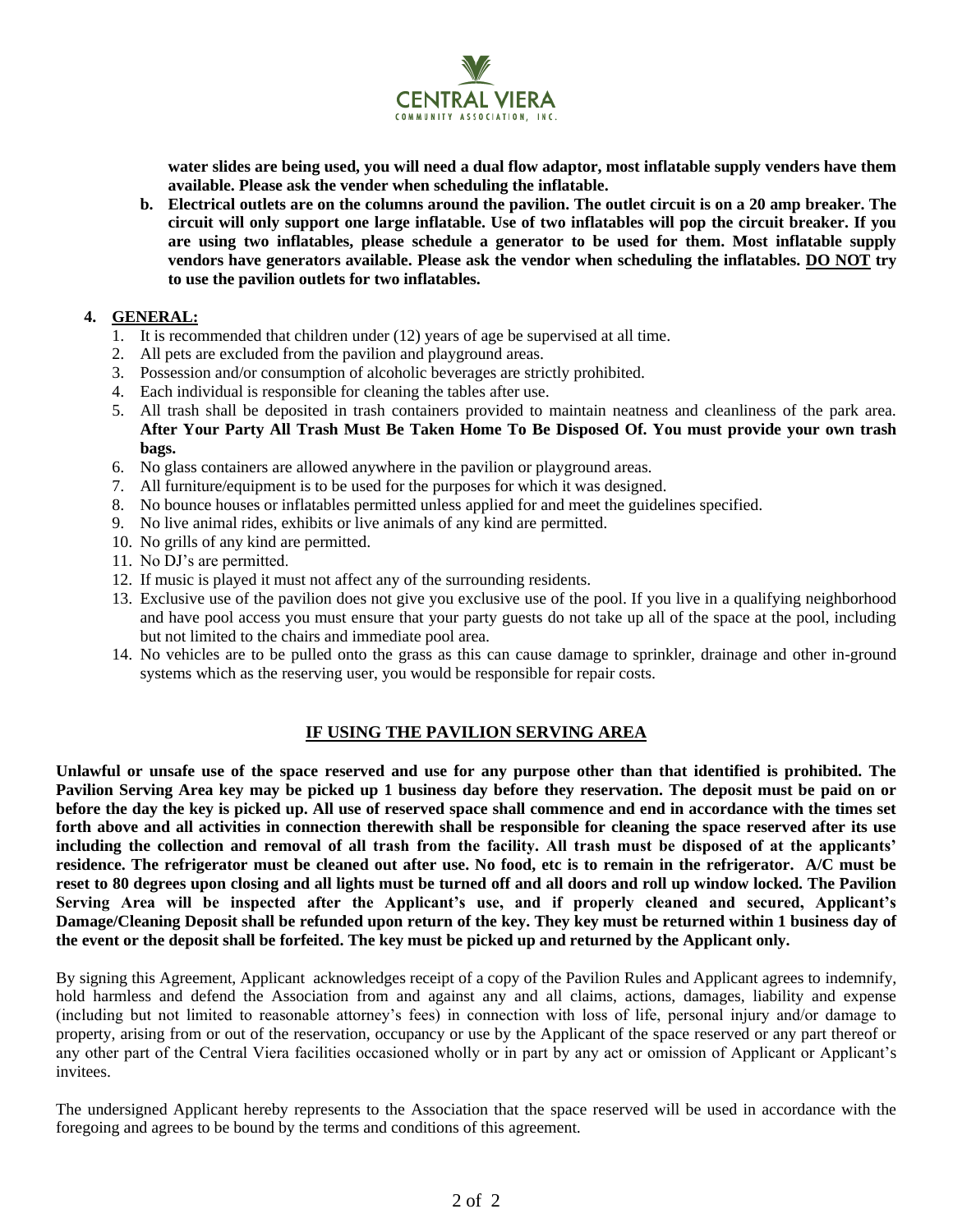**water slides are being used, you will need a dual flow adaptor, most inflatable supply venders have them available. Please ask the vender when scheduling the inflatable.**

**b. Electrical outlets are on the columns around the pavilion. The outlet circuit is on a 20 amp breaker. The circuit will only support one large inflatable. Use of two inflatables will pop the circuit breaker. If you are using two inflatables, please schedule a generator to be used for them. Most inflatable supply vendors have generators available. Please ask the vendor when scheduling the inflatables. <u>DO NOT</u> try to use the pavilion outlets for two inflatables.**

**4. <u>GENERAL:</u>**

1. It is recommended that children under (12) years of age be supervised at all time.
2. All pets are excluded from the pavilion and playground areas.
3. Possession and/or consumption of alcoholic beverages are strictly prohibited.
4. Each individual is responsible for cleaning the tables after use.
5. All trash shall be deposited in trash containers provided to maintain neatness and cleanliness of the park area. **After Your Party All Trash Must Be Taken Home To Be Disposed Of. You must provide your own trash bags.**
6. No glass containers are allowed anywhere in the pavilion or playground areas.
7. All furniture/equipment is to be used for the purposes for which it was designed.
8. No bounce houses or inflatables permitted unless applied for and meet the guidelines specified.
9. No live animal rides, exhibits or live animals of any kind are permitted.
10. No grills of any kind are permitted.
11. No DJ's are permitted.
12. If music is played it must not affect any of the surrounding residents.
13. Exclusive use of the pavilion does not give you exclusive use of the pool. If you live in a qualifying neighborhood and have pool access you must ensure that your party guests do not take up all of the space at the pool, including but not limited to the chairs and immediate pool area.
14. No vehicles are to be pulled onto the grass as this can cause damage to sprinkler, drainage and other in-ground systems which as the reserving user, you would be responsible for repair costs.

## <u>IF USING THE PAVILION SERVING AREA</u>

**Unlawful or unsafe use of the space reserved and use for any purpose other than that identified is prohibited. The Pavilion Serving Area key may be picked up 1 business day before they reservation. The deposit must be paid on or before the day the key is picked up. All use of reserved space shall commence and end in accordance with the times set forth above and all activities in connection therewith shall be responsible for cleaning the space reserved after its use including the collection and removal of all trash from the facility. All trash must be disposed of at the applicants' residence. The refrigerator must be cleaned out after use. No food, etc is to remain in the refrigerator. A/C must be reset to 80 degrees upon closing and all lights must be turned off and all doors and roll up window locked. The Pavilion Serving Area will be inspected after the Applicant's use, and if properly cleaned and secured, Applicant's Damage/Cleaning Deposit shall be refunded upon return of the key. They key must be returned within 1 business day of the event or the deposit shall be forfeited. The key must be picked up and returned by the Applicant only.**

By signing this Agreement, Applicant acknowledges receipt of a copy of the Pavilion Rules and Applicant agrees to indemnify, hold harmless and defend the Association from and against any and all claims, actions, damages, liability and expense (including but not limited to reasonable attorney's fees) in connection with loss of life, personal injury and/or damage to property, arising from or out of the reservation, occupancy or use by the Applicant of the space reserved or any part thereof or any other part of the Central Viera facilities occasioned wholly or in part by any act or omission of Applicant or Applicant's invitees.

The undersigned Applicant hereby represents to the Association that the space reserved will be used in accordance with the foregoing and agrees to be bound by the terms and conditions of this agreement.